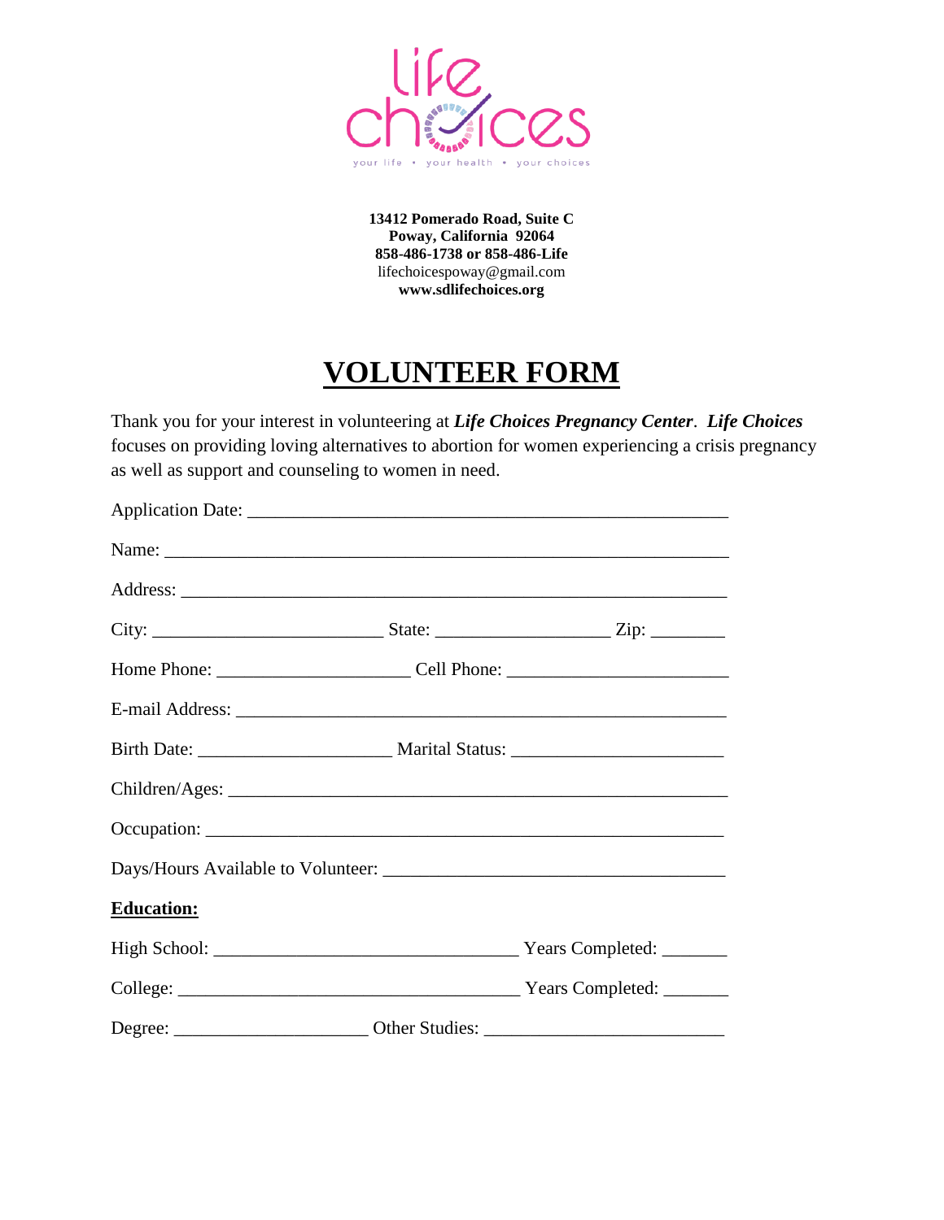life choices

your life • your health • your choices

**13412 Pomerado Road, Suite C**
**Poway, California 92064**
**858-486-1738 or 858-486-Life**
lifechoicespoway@gmail.com
**www.sdlifechoices.org**

# VOLUNTEER FORM

Thank you for your interest in volunteering at ***Life Choices Pregnancy Center***. ***Life Choices*** focuses on providing loving alternatives to abortion for women experiencing a crisis pregnancy as well as support and counseling to women in need.

Application Date: ____________________________________________________

Name: ___________________________________________________________

Address: _________________________________________________________

City: ________________________ State: __________________ Zip: ________

Home Phone: ____________________ Cell Phone: ______________________

E-mail Address: ____________________________________________________

Birth Date: ____________________ Marital Status: _____________________

Children/Ages: _____________________________________________________

Occupation: _______________________________________________________

Days/Hours Available to Volunteer: ___________________________________

**Education:**

High School: ______________________________ Years Completed: _______

College: __________________________________ Years Completed: _______

Degree: ____________________ Other Studies: ________________________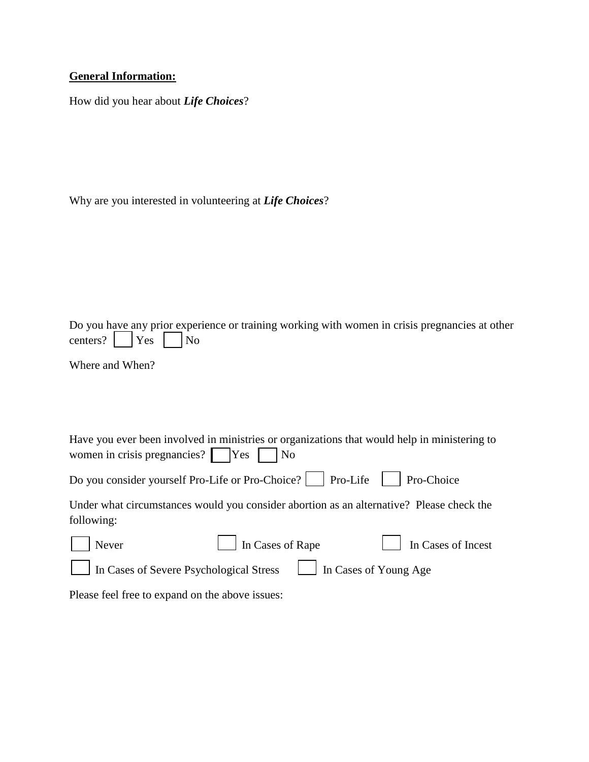**General Information:**

How did you hear about ***Life Choices***?

Why are you interested in volunteering at ***Life Choices***?

Do you have any prior experience or training working with women in crisis pregnancies at other centers? ☐ Yes ☐ No

Where and When?

Have you ever been involved in ministries or organizations that would help in ministering to women in crisis pregnancies? ☐ Yes ☐ No

Do you consider yourself Pro-Life or Pro-Choice? ☐ Pro-Life ☐ Pro-Choice

Under what circumstances would you consider abortion as an alternative? Please check the following:

☐ Never ☐ In Cases of Rape ☐ In Cases of Incest

☐ In Cases of Severe Psychological Stress ☐ In Cases of Young Age

Please feel free to expand on the above issues: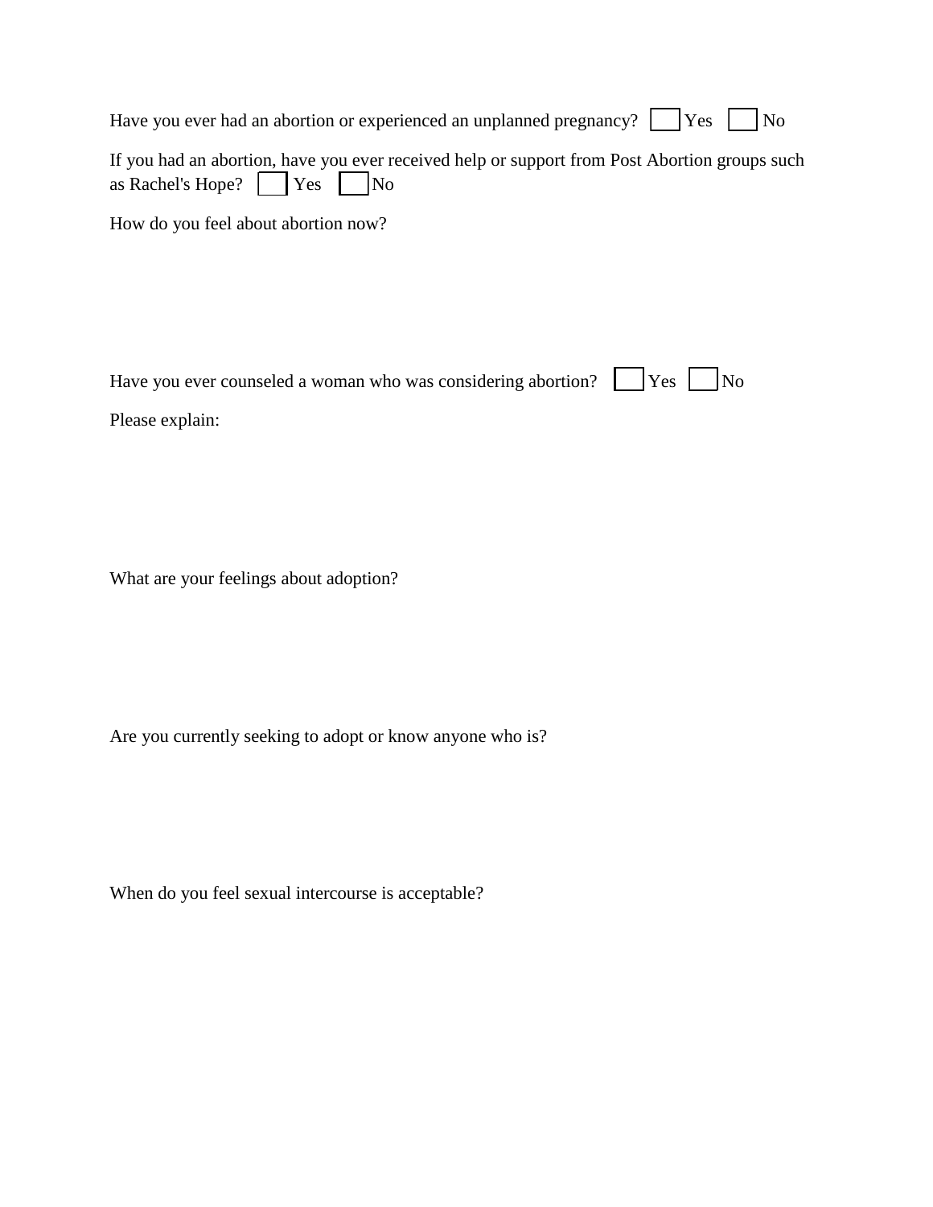Have you ever had an abortion or experienced an unplanned pregnancy? ☐ Yes ☐ No

If you had an abortion, have you ever received help or support from Post Abortion groups such as Rachel's Hope? ☐ Yes ☐ No

How do you feel about abortion now?

Have you ever counseled a woman who was considering abortion? ☐ Yes ☐ No

Please explain:

What are your feelings about adoption?

Are you currently seeking to adopt or know anyone who is?

When do you feel sexual intercourse is acceptable?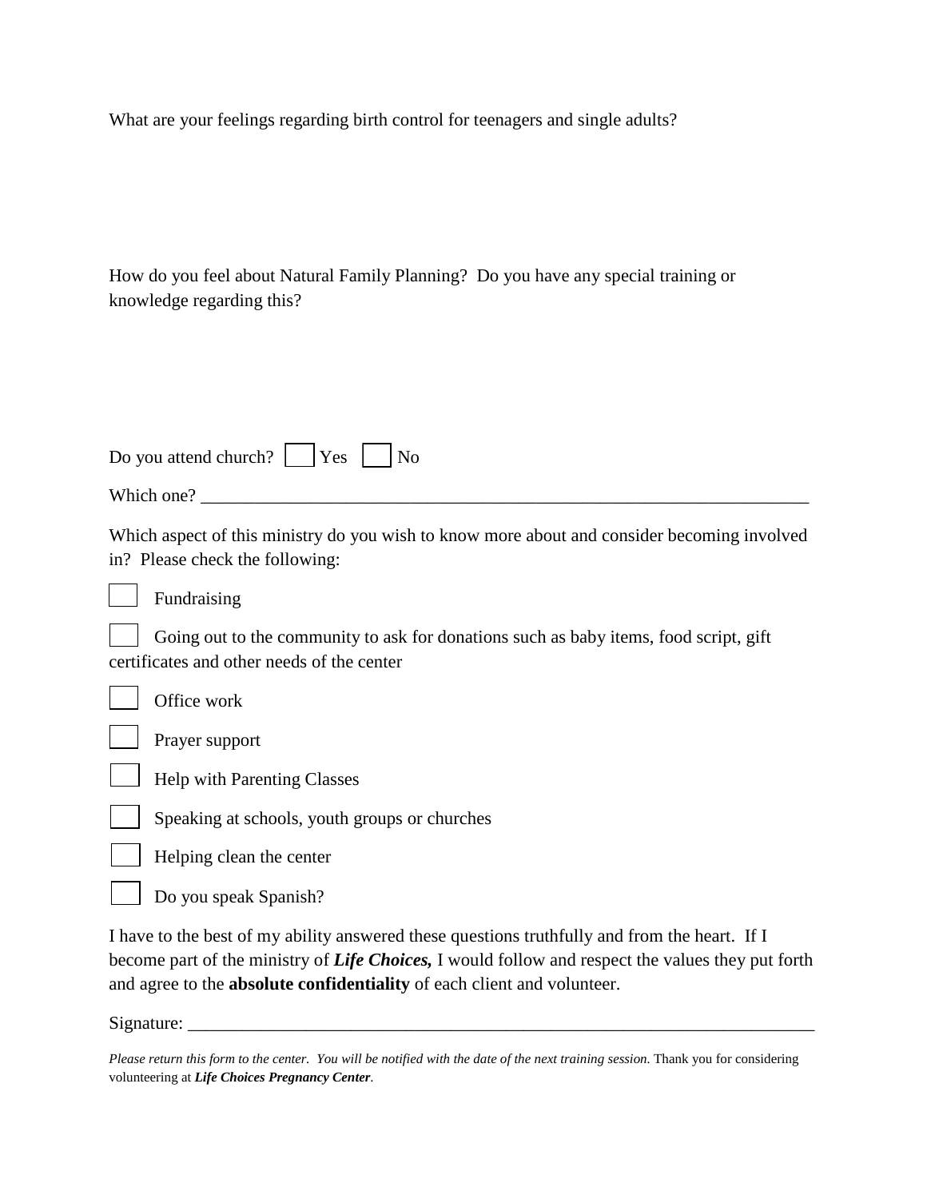What are your feelings regarding birth control for teenagers and single adults?

How do you feel about Natural Family Planning? Do you have any special training or knowledge regarding this?

Do you attend church? ☐ Yes ☐ No

Which one? ___________________________________________________________________

Which aspect of this ministry do you wish to know more about and consider becoming involved in? Please check the following:

☐ Fundraising

☐ Going out to the community to ask for donations such as baby items, food script, gift certificates and other needs of the center

☐ Office work

☐ Prayer support

☐ Help with Parenting Classes

☐ Speaking at schools, youth groups or churches

☐ Helping clean the center

☐ Do you speak Spanish?

I have to the best of my ability answered these questions truthfully and from the heart. If I become part of the ministry of ***Life Choices,*** I would follow and respect the values they put forth and agree to the **absolute confidentiality** of each client and volunteer.

Signature: ____________________________________________________________________

*Please return this form to the center. You will be notified with the date of the next training session.* Thank you for considering volunteering at ***Life Choices Pregnancy Center***.